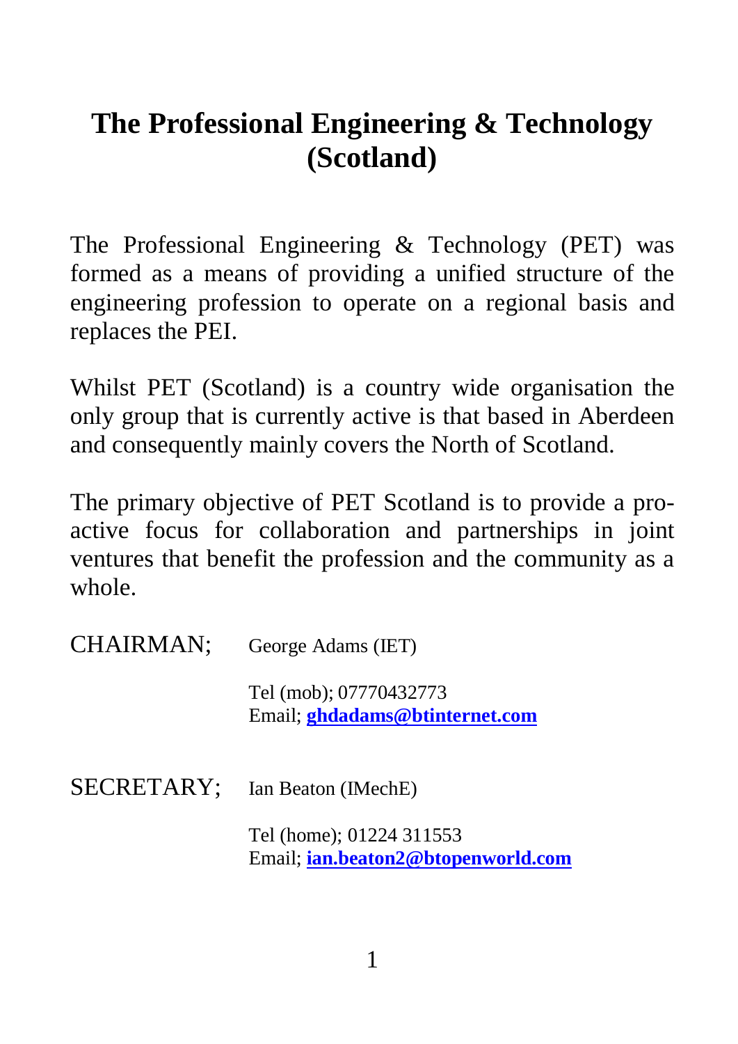# The Professional Engineering & Technology (Scotland)

The Professional Engineering & Technology (PET) was formed as a means of providing a unified structure of the engineering profession to operate on a regional basis and replaces the PEI.

Whilst PET (Scotland) is a country wide organisation the only group that is currently active is that based in Aberdeen and consequently mainly covers the North of Scotland.

The primary objective of PET Scotland is to provide a pro-active focus for collaboration and partnerships in joint ventures that benefit the profession and the community as a whole.

CHAIRMAN; George Adams (IET)

Tel (mob); 07770432773
Email; **ghdadams@btinternet.com**

SECRETARY; Ian Beaton (IMechE)

Tel (home); 01224 311553
Email; **ian.beaton2@btopenworld.com**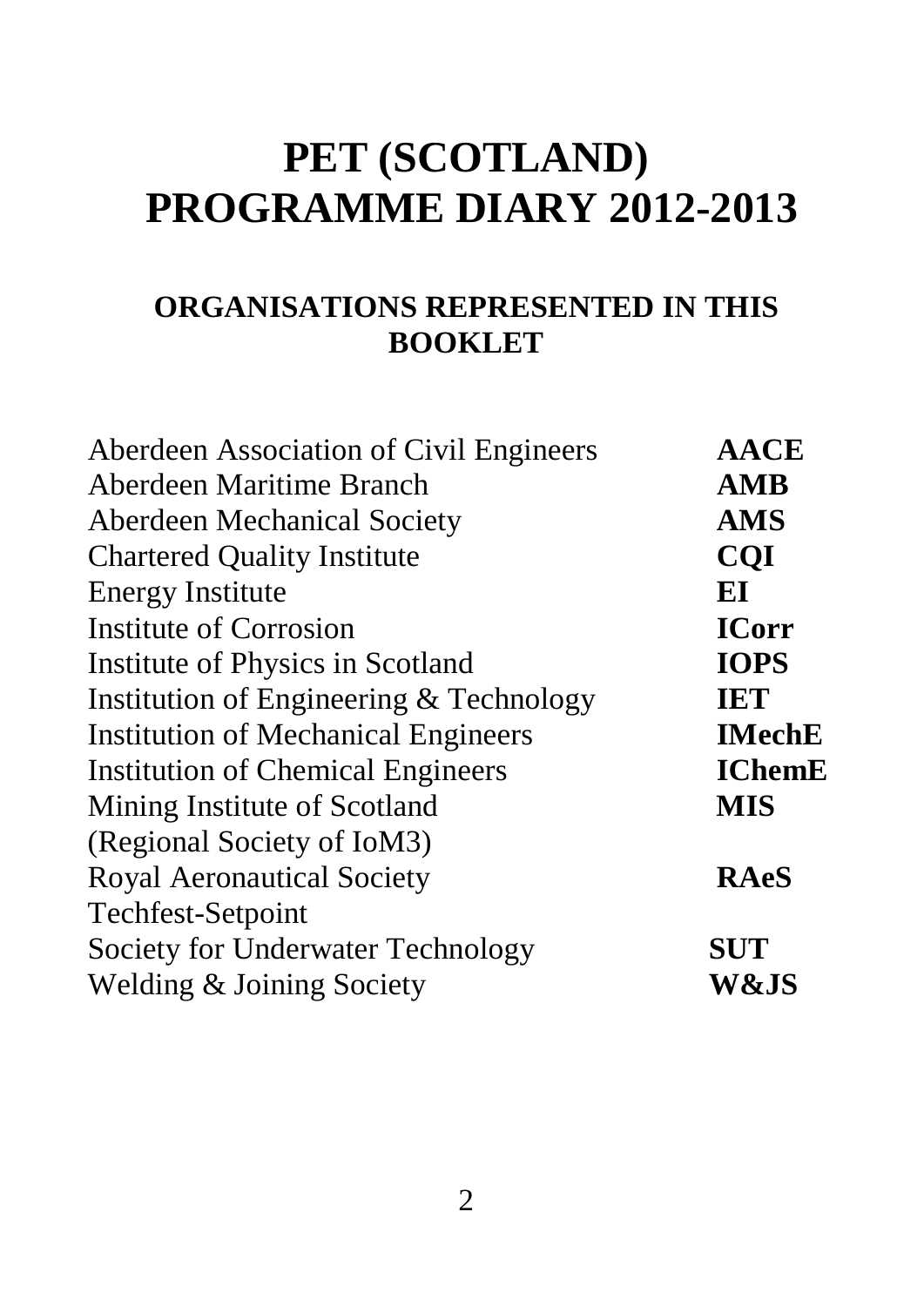# PET (SCOTLAND) PROGRAMME DIARY 2012-2013

## ORGANISATIONS REPRESENTED IN THIS BOOKLET

| Organisation | Abbreviation |
|---|---|
| Aberdeen Association of Civil Engineers | **AACE** |
| Aberdeen Maritime Branch | **AMB** |
| Aberdeen Mechanical Society | **AMS** |
| Chartered Quality Institute | **CQI** |
| Energy Institute | **EI** |
| Institute of Corrosion | **ICorr** |
| Institute of Physics in Scotland | **IOPS** |
| Institution of Engineering & Technology | **IET** |
| Institution of Mechanical Engineers | **IMechE** |
| Institution of Chemical Engineers | **IChemE** |
| Mining Institute of Scotland (Regional Society of IoM3) | **MIS** |
| Royal Aeronautical Society | **RAeS** |
| Techfest-Setpoint | |
| Society for Underwater Technology | **SUT** |
| Welding & Joining Society | **W&JS** |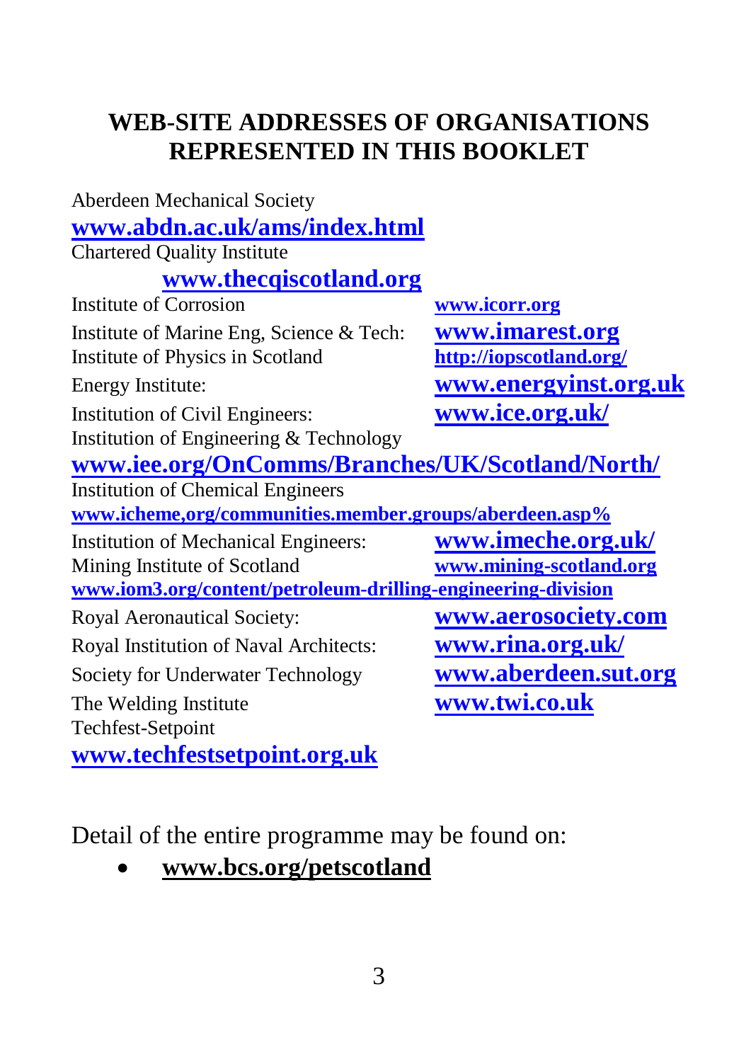# WEB-SITE ADDRESSES OF ORGANISATIONS REPRESENTED IN THIS BOOKLET

Aberdeen Mechanical Society
**www.abdn.ac.uk/ams/index.html**

Chartered Quality Institute
**www.thecqiscotland.org**

Institute of Corrosion **www.icorr.org**

Institute of Marine Eng, Science & Tech: **www.imarest.org**

Institute of Physics in Scotland **http://iopscotland.org/**

Energy Institute: **www.energyinst.org.uk**

Institution of Civil Engineers: **www.ice.org.uk/**

Institution of Engineering & Technology
**www.iee.org/OnComms/Branches/UK/Scotland/North/**

Institution of Chemical Engineers
**www.icheme,org/communities.member.groups/aberdeen.asp%**

Institution of Mechanical Engineers: **www.imeche.org.uk/**

Mining Institute of Scotland **www.mining-scotland.org**
**www.iom3.org/content/petroleum-drilling-engineering-division**

Royal Aeronautical Society: **www.aerosociety.com**

Royal Institution of Naval Architects: **www.rina.org.uk/**

Society for Underwater Technology **www.aberdeen.sut.org**

The Welding Institute **www.twi.co.uk**

Techfest-Setpoint
**www.techfestsetpoint.org.uk**

Detail of the entire programme may be found on:

- **www.bcs.org/petscotland**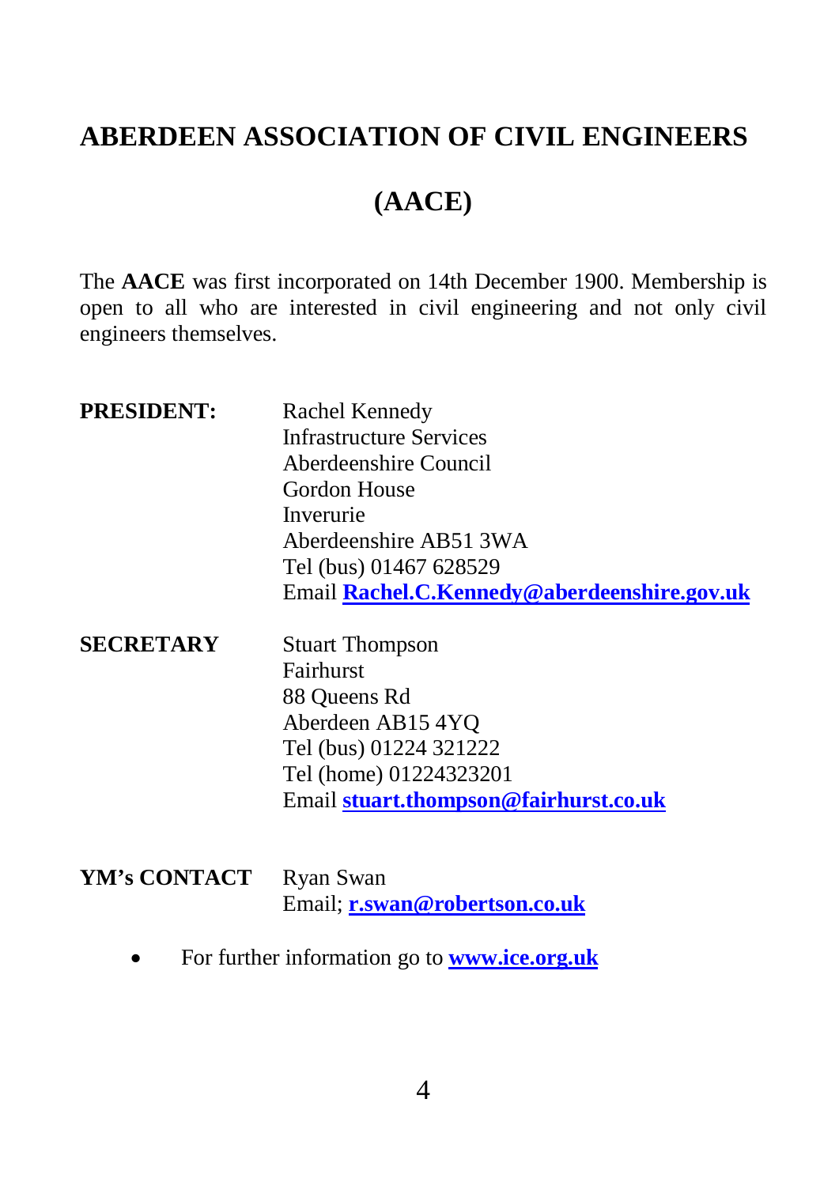# ABERDEEN ASSOCIATION OF CIVIL ENGINEERS

# (AACE)

The **AACE** was first incorporated on 14th December 1900. Membership is open to all who are interested in civil engineering and not only civil engineers themselves.

**PRESIDENT:**

Rachel Kennedy
Infrastructure Services
Aberdeenshire Council
Gordon House
Inverurie
Aberdeenshire AB51 3WA
Tel (bus) 01467 628529
Email **Rachel.C.Kennedy@aberdeenshire.gov.uk**

**SECRETARY**

Stuart Thompson
Fairhurst
88 Queens Rd
Aberdeen AB15 4YQ
Tel (bus) 01224 321222
Tel (home) 01224323201
Email **stuart.thompson@fairhurst.co.uk**

**YM's CONTACT**

Ryan Swan
Email; **r.swan@robertson.co.uk**

- For further information go to **www.ice.org.uk**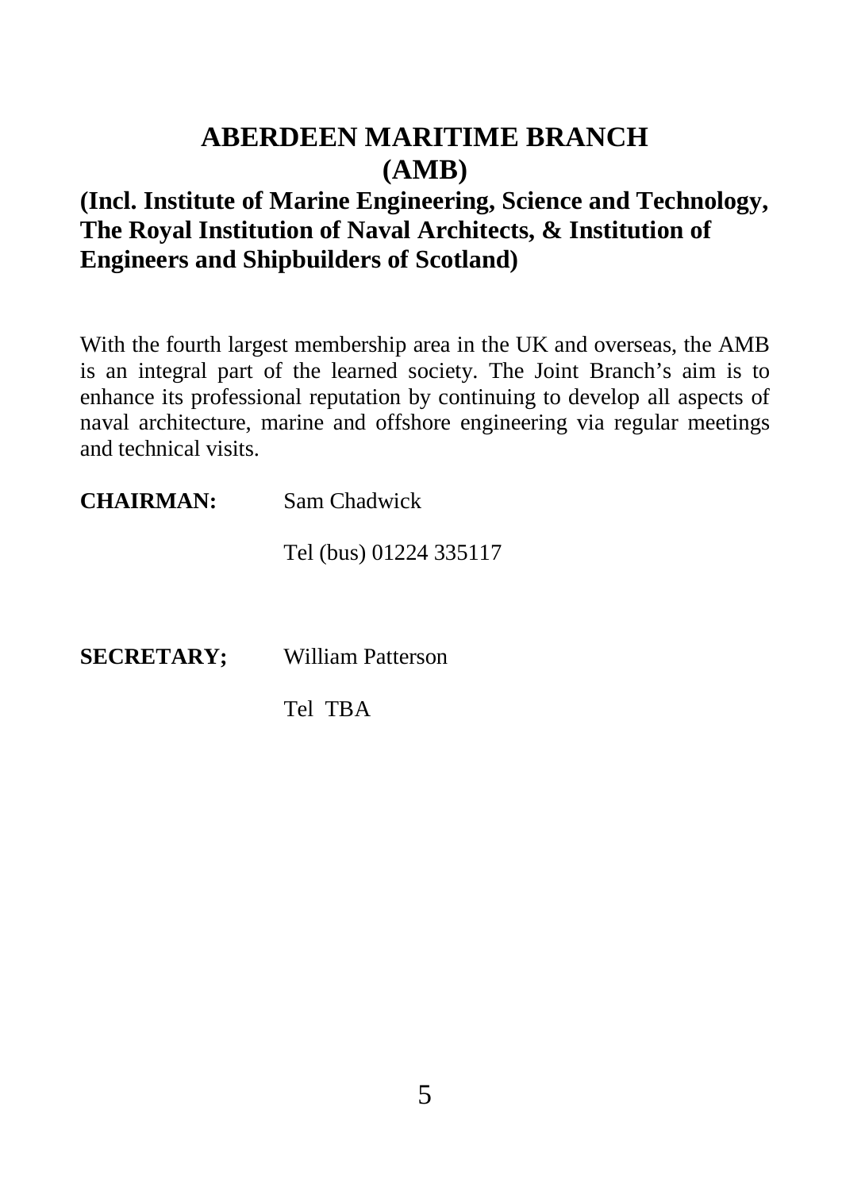# ABERDEEN MARITIME BRANCH
# (AMB)

## (Incl. Institute of Marine Engineering, Science and Technology, The Royal Institution of Naval Architects, & Institution of Engineers and Shipbuilders of Scotland)

With the fourth largest membership area in the UK and overseas, the AMB is an integral part of the learned society. The Joint Branch's aim is to enhance its professional reputation by continuing to develop all aspects of naval architecture, marine and offshore engineering via regular meetings and technical visits.

**CHAIRMAN:** Sam Chadwick

Tel (bus) 01224 335117

**SECRETARY;** William Patterson

Tel TBA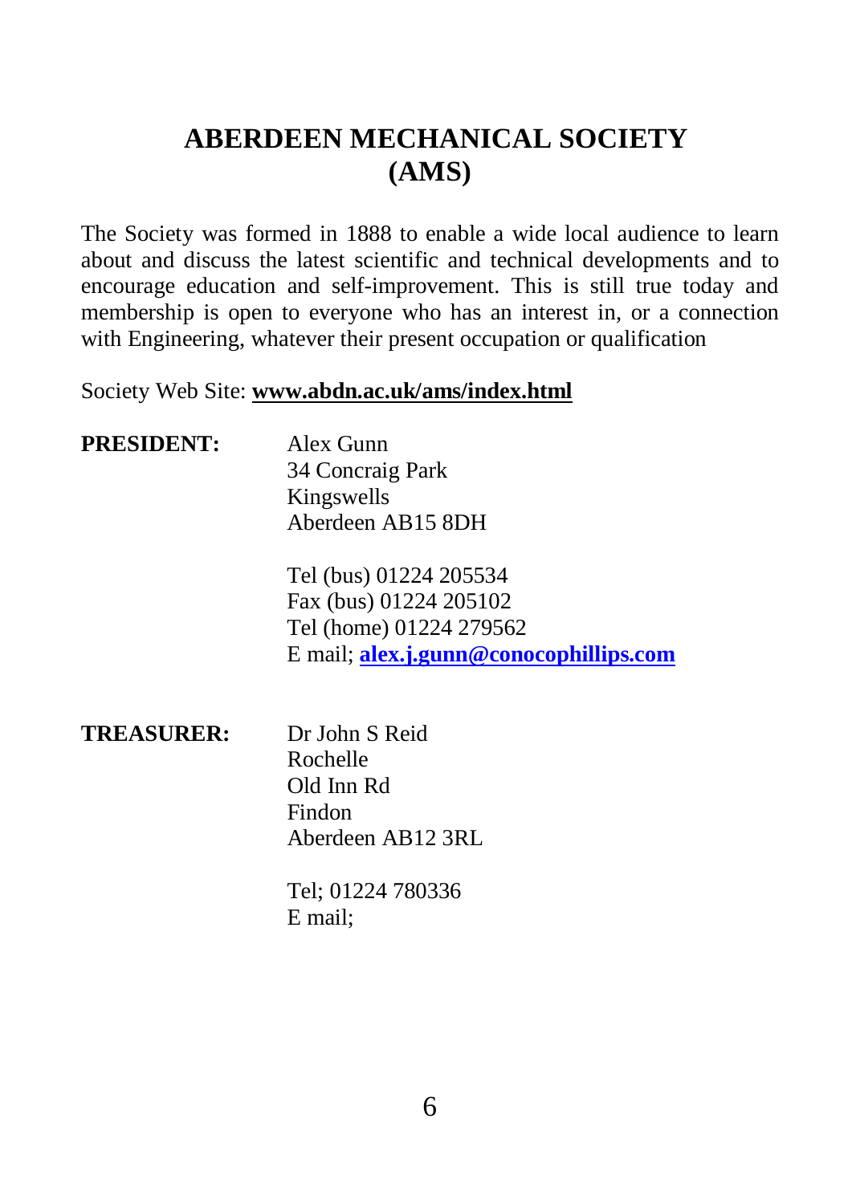# ABERDEEN MECHANICAL SOCIETY (AMS)

The Society was formed in 1888 to enable a wide local audience to learn about and discuss the latest scientific and technical developments and to encourage education and self-improvement. This is still true today and membership is open to everyone who has an interest in, or a connection with Engineering, whatever their present occupation or qualification

Society Web Site: **www.abdn.ac.uk/ams/index.html**

**PRESIDENT:**

Alex Gunn
34 Concraig Park
Kingswells
Aberdeen AB15 8DH

Tel (bus) 01224 205534
Fax (bus) 01224 205102
Tel (home) 01224 279562
E mail; **alex.j.gunn@conocophillips.com**

**TREASURER:**

Dr John S Reid
Rochelle
Old Inn Rd
Findon
Aberdeen AB12 3RL

Tel; 01224 780336
E mail;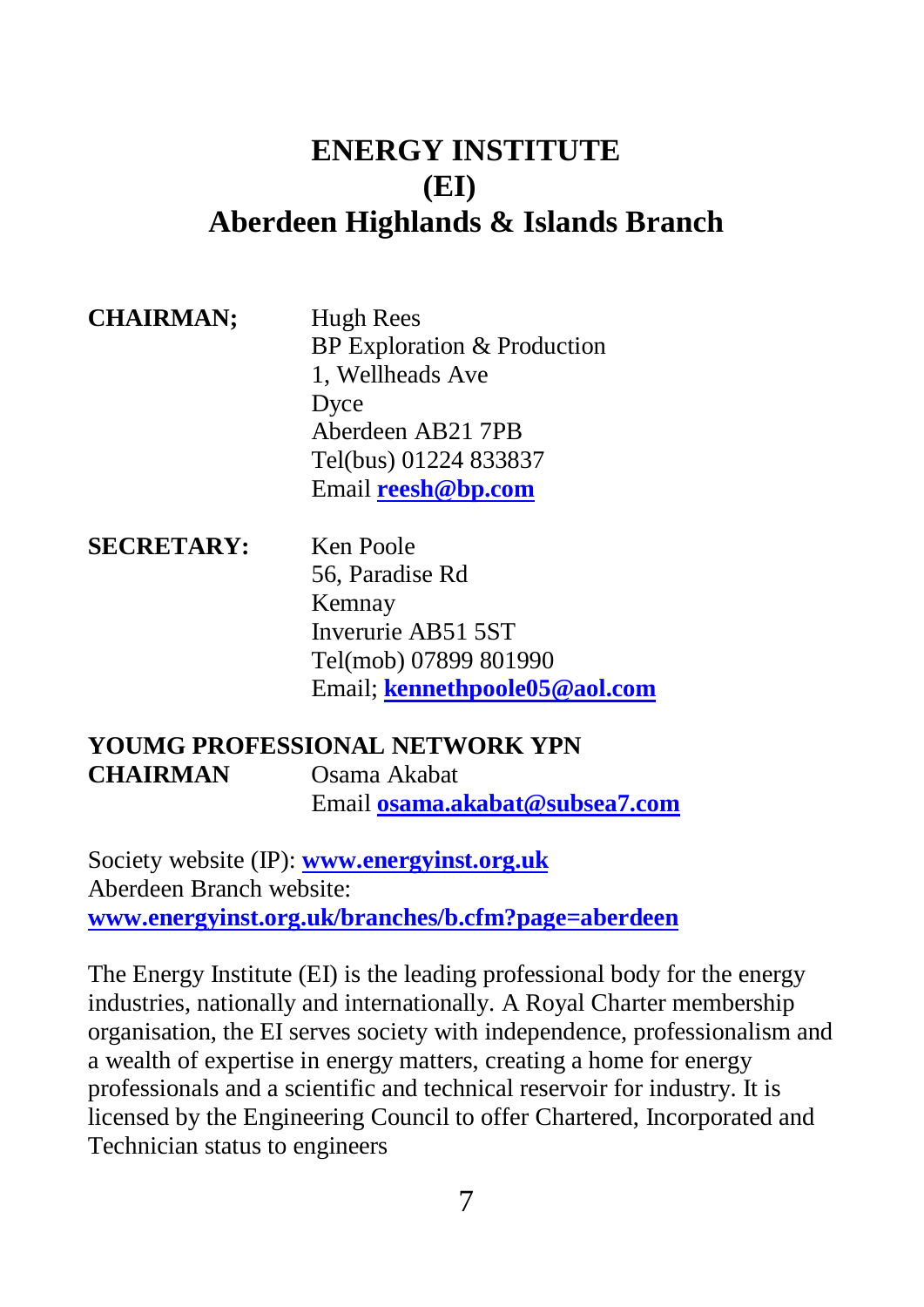# ENERGY INSTITUTE
# (EI)
# Aberdeen Highlands & Islands Branch

**CHAIRMAN;**

Hugh Rees
BP Exploration & Production
1, Wellheads Ave
Dyce
Aberdeen AB21 7PB
Tel(bus) 01224 833837
Email **reesh@bp.com**

**SECRETARY:**

Ken Poole
56, Paradise Rd
Kemnay
Inverurie AB51 5ST
Tel(mob) 07899 801990
Email; **kennethpoole05@aol.com**

**YOUMG PROFESSIONAL NETWORK YPN**
**CHAIRMAN**

Osama Akabat
Email **osama.akabat@subsea7.com**

Society website (IP): **www.energyinst.org.uk**
Aberdeen Branch website:
**www.energyinst.org.uk/branches/b.cfm?page=aberdeen**

The Energy Institute (EI) is the leading professional body for the energy industries, nationally and internationally. A Royal Charter membership organisation, the EI serves society with independence, professionalism and a wealth of expertise in energy matters, creating a home for energy professionals and a scientific and technical reservoir for industry. It is licensed by the Engineering Council to offer Chartered, Incorporated and Technician status to engineers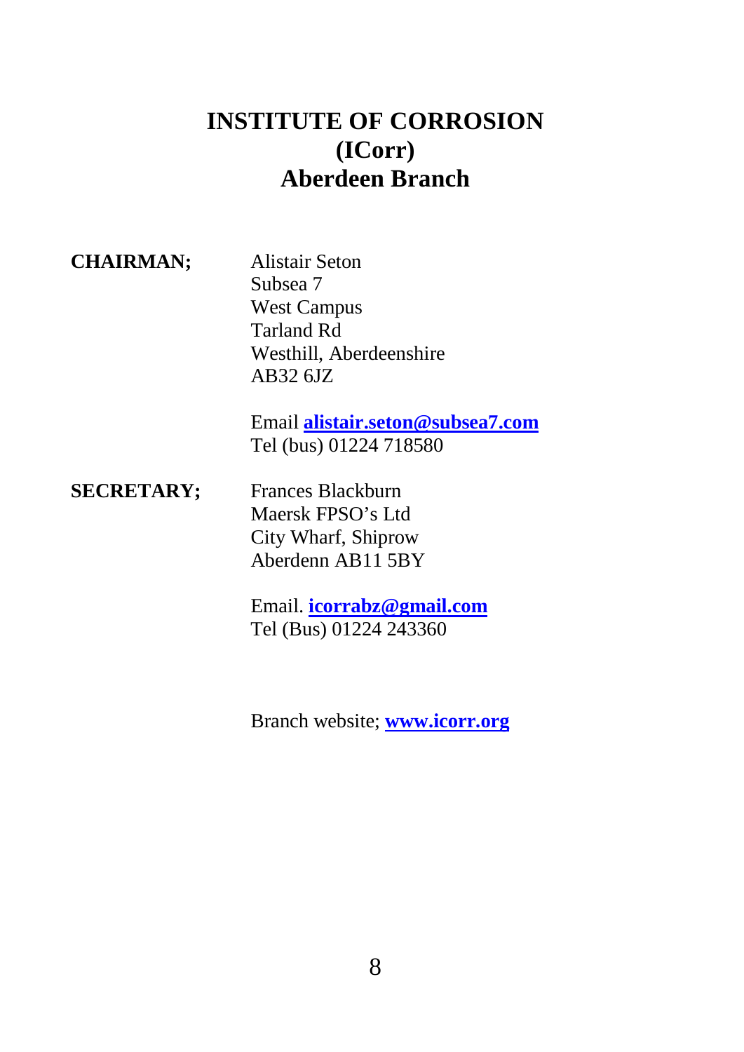# INSTITUTE OF CORROSION (ICorr) Aberdeen Branch

**CHAIRMAN;**

Alistair Seton
Subsea 7
West Campus
Tarland Rd
Westhill, Aberdeenshire
AB32 6JZ

Email **alistair.seton@subsea7.com**
Tel (bus) 01224 718580

**SECRETARY;**

Frances Blackburn
Maersk FPSO's Ltd
City Wharf, Shiprow
Aberdenn AB11 5BY

Email. **icorrabz@gmail.com**
Tel (Bus) 01224 243360

Branch website; **www.icorr.org**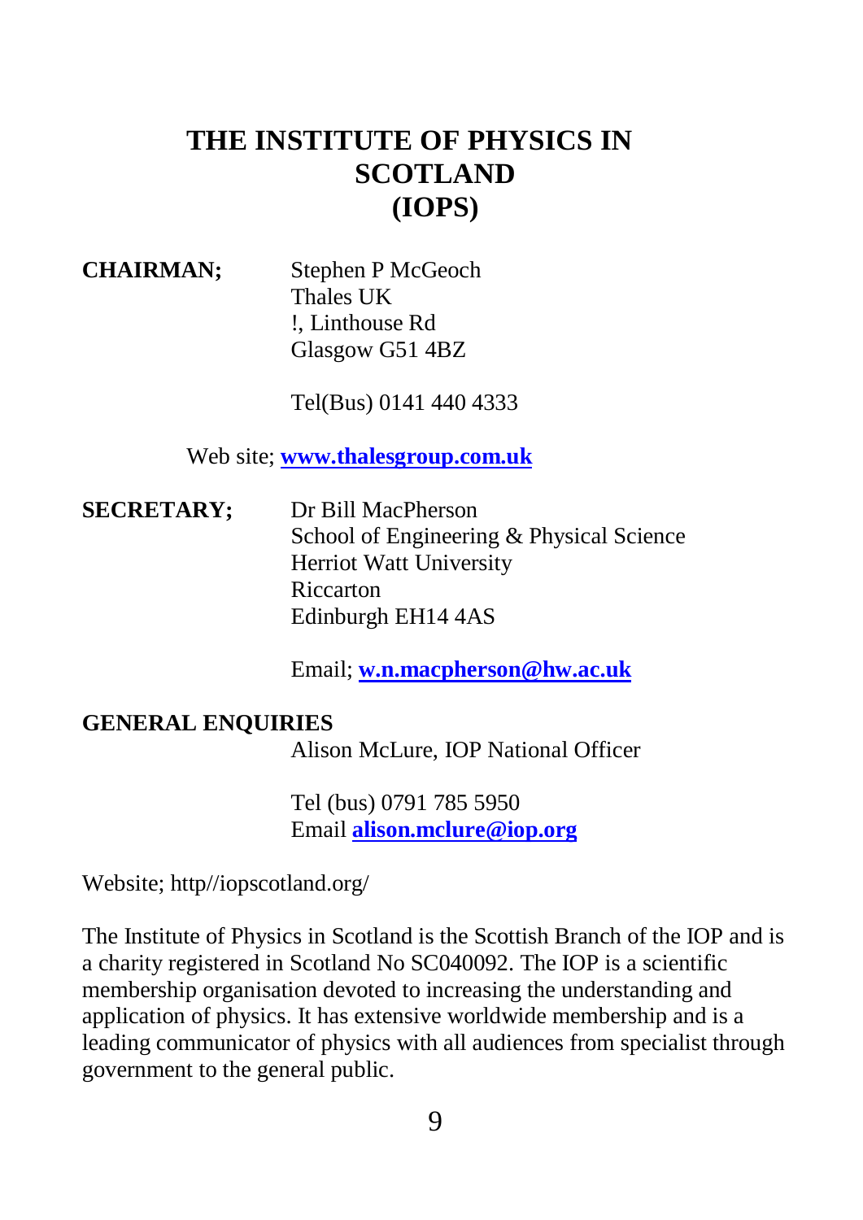# THE INSTITUTE OF PHYSICS IN SCOTLAND (IOPS)

**CHAIRMAN;**

Stephen P McGeoch
Thales UK
!, Linthouse Rd
Glasgow G51 4BZ

Tel(Bus) 0141 440 4333

Web site; **www.thalesgroup.com.uk**

**SECRETARY;**

Dr Bill MacPherson
School of Engineering & Physical Science
Herriot Watt University
Riccarton
Edinburgh EH14 4AS

Email; **w.n.macpherson@hw.ac.uk**

**GENERAL ENQUIRIES**

Alison McLure, IOP National Officer

Tel (bus) 0791 785 5950
Email **alison.mclure@iop.org**

Website; http//iopscotland.org/

The Institute of Physics in Scotland is the Scottish Branch of the IOP and is a charity registered in Scotland No SC040092. The IOP is a scientific membership organisation devoted to increasing the understanding and application of physics. It has extensive worldwide membership and is a leading communicator of physics with all audiences from specialist through government to the general public.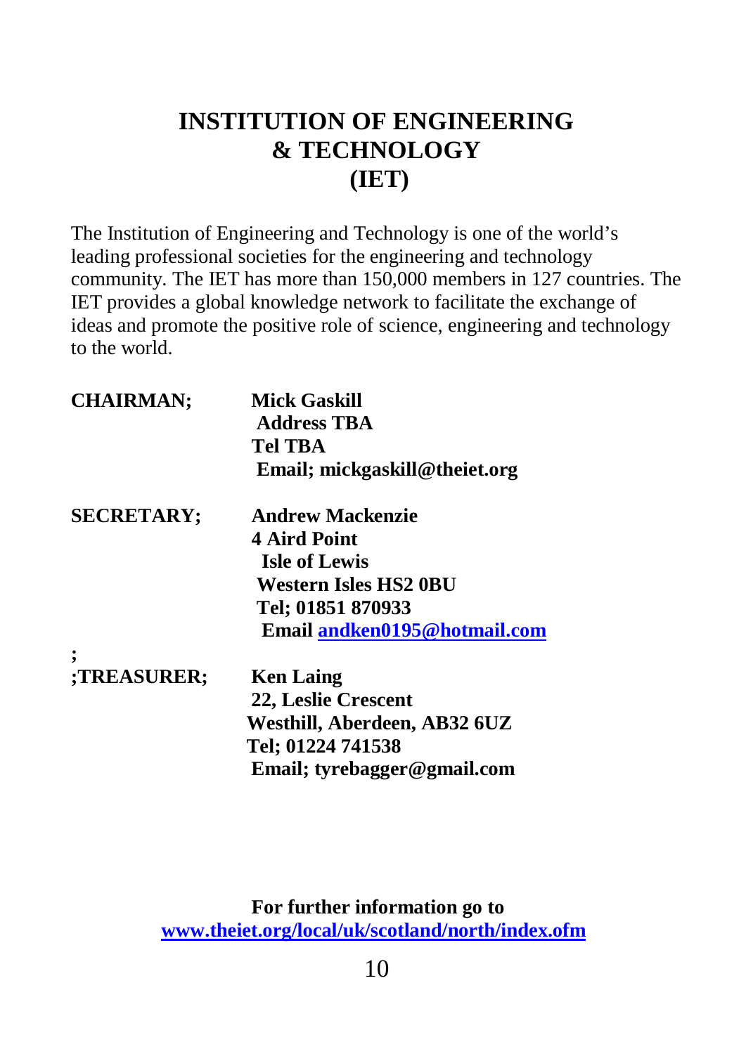# INSTITUTION OF ENGINEERING & TECHNOLOGY (IET)

The Institution of Engineering and Technology is one of the world's leading professional societies for the engineering and technology community. The IET has more than 150,000 members in 127 countries. The IET provides a global knowledge network to facilitate the exchange of ideas and promote the positive role of science, engineering and technology to the world.

**CHAIRMAN;** **Mick Gaskill**
**Address TBA**
**Tel TBA**
**Email; mickgaskill@theiet.org**

**SECRETARY;** **Andrew Mackenzie**
**4 Aird Point**
**Isle of Lewis**
**Western Isles HS2 0BU**
**Tel; 01851 870933**
**Email andken0195@hotmail.com**

**;**
**;TREASURER;** **Ken Laing**
**22, Leslie Crescent**
**Westhill, Aberdeen, AB32 6UZ**
**Tel; 01224 741538**
**Email; tyrebagger@gmail.com**

**For further information go to**
**www.theiet.org/local/uk/scotland/north/index.ofm**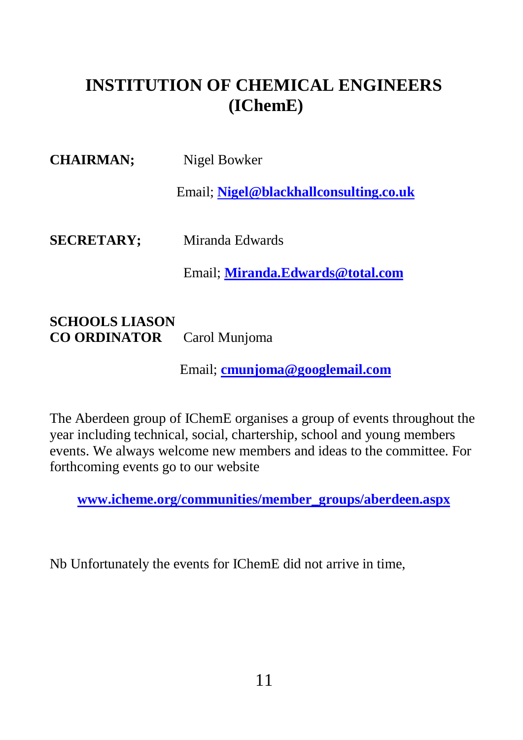# INSTITUTION OF CHEMICAL ENGINEERS (IChemE)

**CHAIRMAN;** Nigel Bowker

Email; **Nigel@blackhallconsulting.co.uk**

**SECRETARY;** Miranda Edwards

Email; **Miranda.Edwards@total.com**

**SCHOOLS LIASON CO ORDINATOR** Carol Munjoma

Email; **cmunjoma@googlemail.com**

The Aberdeen group of IChemE organises a group of events throughout the year including technical, social, chartership, school and young members events. We always welcome new members and ideas to the committee. For forthcoming events go to our website

**www.icheme.org/communities/member_groups/aberdeen.aspx**

Nb Unfortunately the events for IChemE did not arrive in time,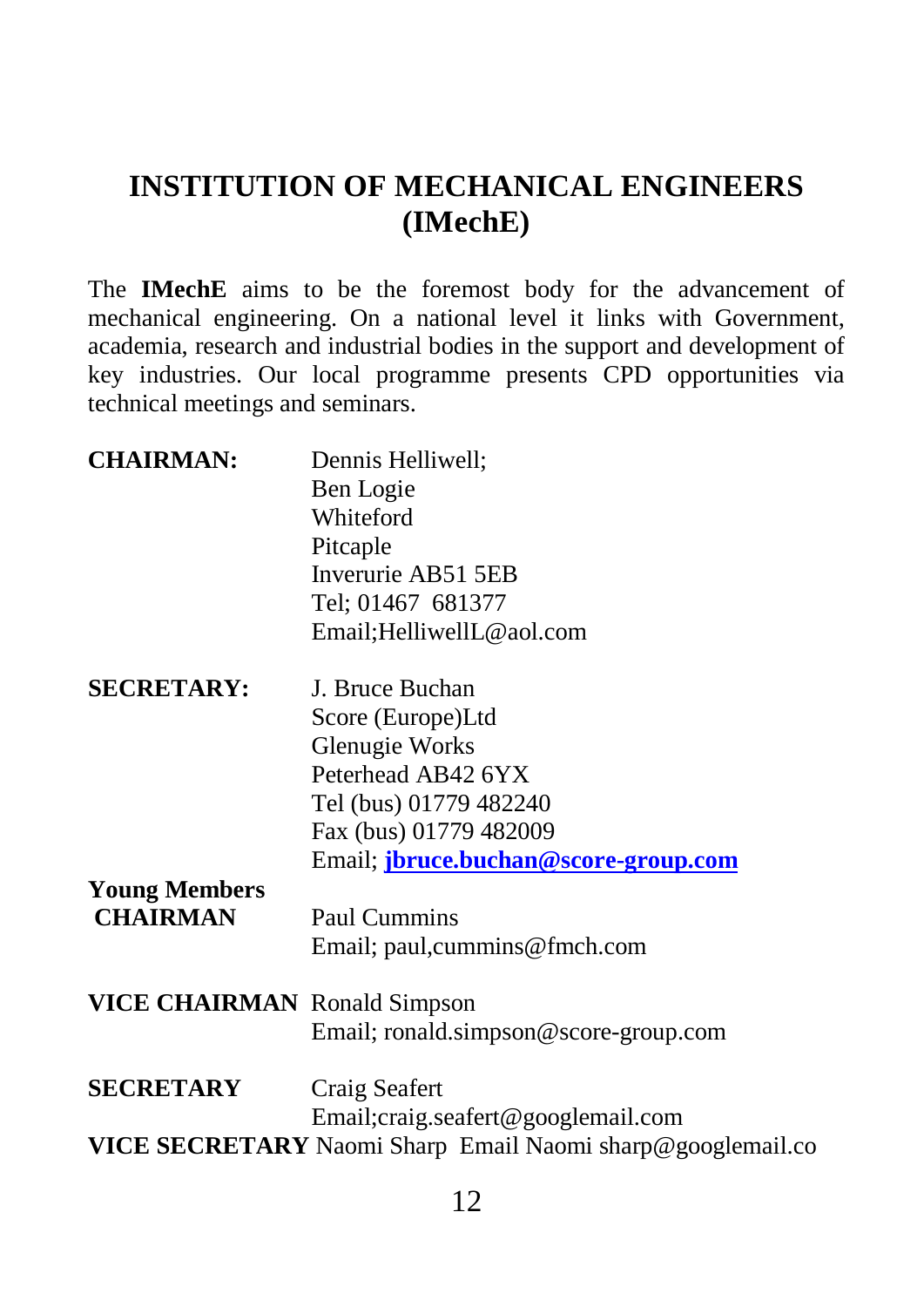# INSTITUTION OF MECHANICAL ENGINEERS (IMechE)

The **IMechE** aims to be the foremost body for the advancement of mechanical engineering. On a national level it links with Government, academia, research and industrial bodies in the support and development of key industries. Our local programme presents CPD opportunities via technical meetings and seminars.

**CHAIRMAN:**
Dennis Helliwell;
Ben Logie
Whiteford
Pitcaple
Inverurie AB51 5EB
Tel; 01467 681377
Email;HelliwellL@aol.com

**SECRETARY:**
J. Bruce Buchan
Score (Europe)Ltd
Glenugie Works
Peterhead AB42 6YX
Tel (bus) 01779 482240
Fax (bus) 01779 482009
Email; **jbruce.buchan@score-group.com**

**Young Members CHAIRMAN**
Paul Cummins
Email; paul,cummins@fmch.com

**VICE CHAIRMAN** Ronald Simpson
Email; ronald.simpson@score-group.com

**SECRETARY**
Craig Seafert
Email;craig.seafert@googlemail.com

**VICE SECRETARY** Naomi Sharp Email Naomi sharp@googlemail.co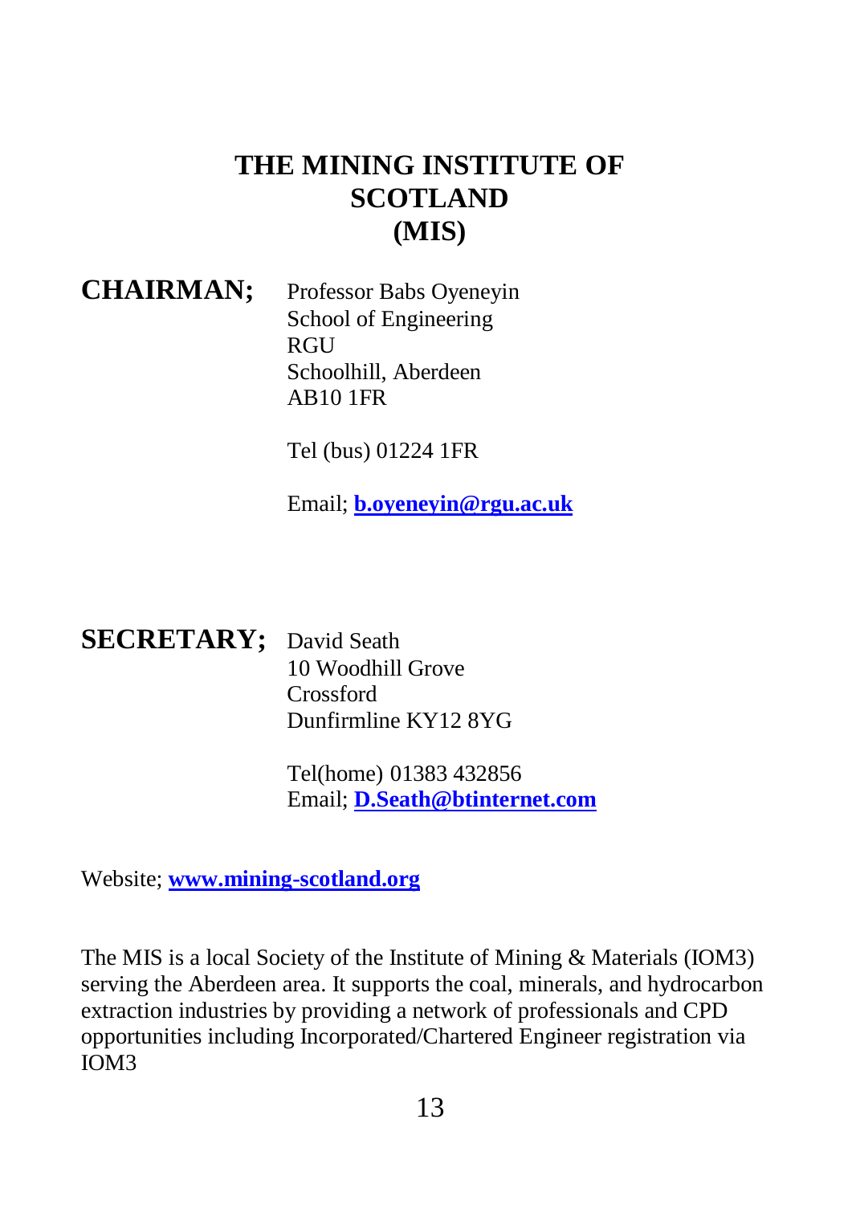# THE MINING INSTITUTE OF SCOTLAND (MIS)

**CHAIRMAN;** Professor Babs Oyeneyin
School of Engineering
RGU
Schoolhill, Aberdeen
AB10 1FR

Tel (bus) 01224 1FR

Email; **b.oyeneyin@rgu.ac.uk**

**SECRETARY;** David Seath
10 Woodhill Grove
Crossford
Dunfirmline KY12 8YG

Tel(home) 01383 432856
Email; **D.Seath@btinternet.com**

Website; **www.mining-scotland.org**

The MIS is a local Society of the Institute of Mining & Materials (IOM3) serving the Aberdeen area. It supports the coal, minerals, and hydrocarbon extraction industries by providing a network of professionals and CPD opportunities including Incorporated/Chartered Engineer registration via IOM3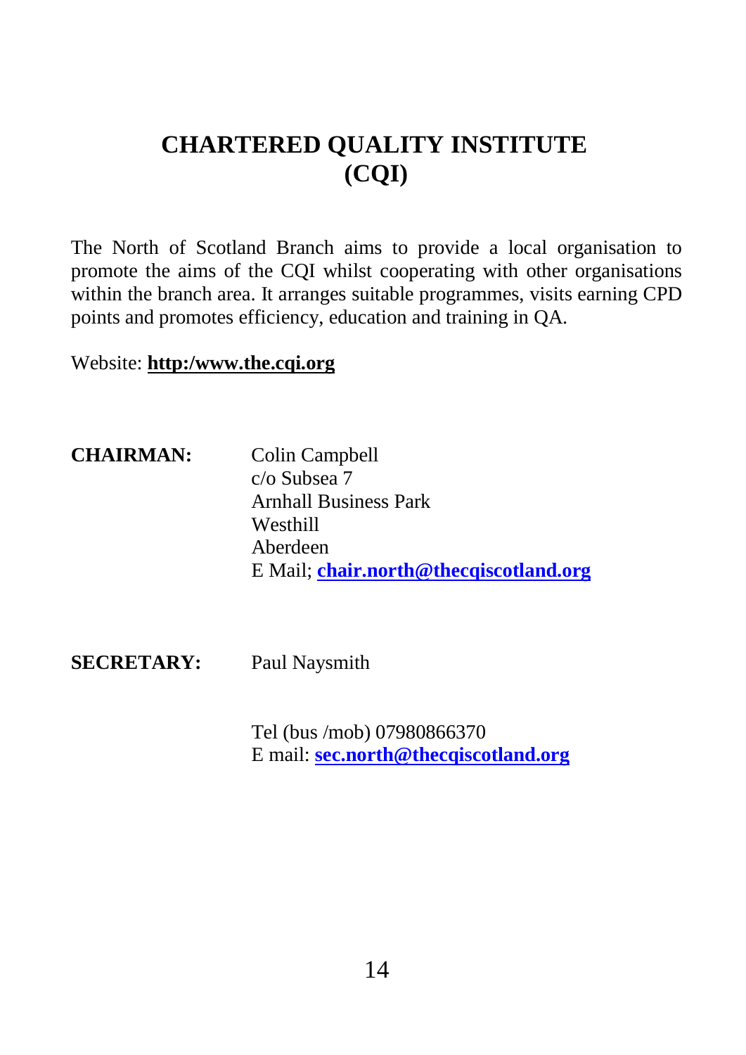# CHARTERED QUALITY INSTITUTE (CQI)

The North of Scotland Branch aims to provide a local organisation to promote the aims of the CQI whilst cooperating with other organisations within the branch area. It arranges suitable programmes, visits earning CPD points and promotes efficiency, education and training in QA.

Website: **http:/www.the.cqi.org**

**CHAIRMAN:**

Colin Campbell
c/o Subsea 7
Arnhall Business Park
Westhill
Aberdeen
E Mail; **chair.north@thecqiscotland.org**

**SECRETARY:**

Paul Naysmith

Tel (bus /mob) 07980866370
E mail: **sec.north@thecqiscotland.org**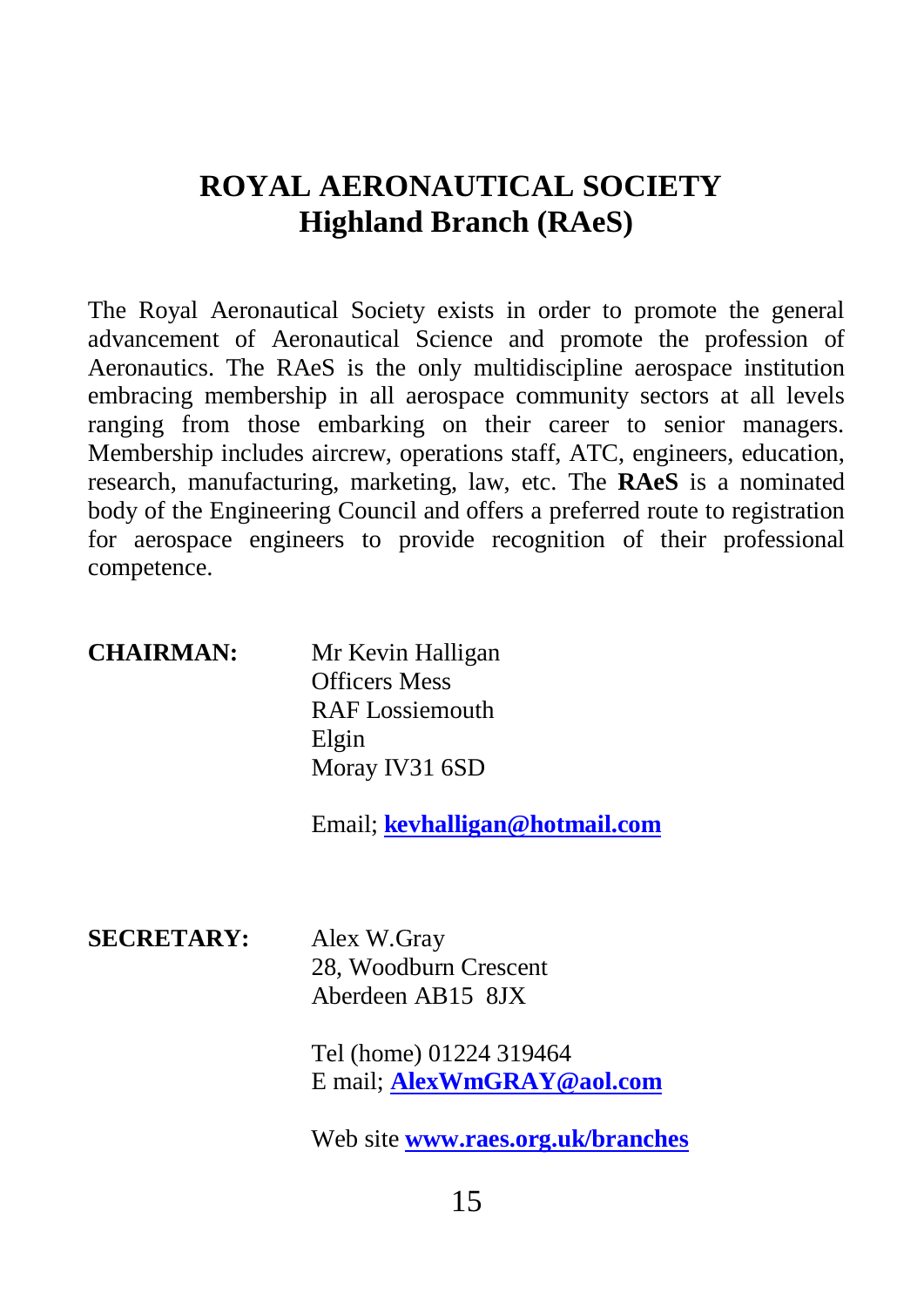# ROYAL AERONAUTICAL SOCIETY
## Highland Branch (RAeS)

The Royal Aeronautical Society exists in order to promote the general advancement of Aeronautical Science and promote the profession of Aeronautics. The RAeS is the only multidiscipline aerospace institution embracing membership in all aerospace community sectors at all levels ranging from those embarking on their career to senior managers. Membership includes aircrew, operations staff, ATC, engineers, education, research, manufacturing, marketing, law, etc. The **RAeS** is a nominated body of the Engineering Council and offers a preferred route to registration for aerospace engineers to provide recognition of their professional competence.

**CHAIRMAN:**

Mr Kevin Halligan
Officers Mess
RAF Lossiemouth
Elgin
Moray IV31 6SD

Email; **kevhalligan@hotmail.com**

**SECRETARY:**

Alex W.Gray
28, Woodburn Crescent
Aberdeen AB15 8JX

Tel (home) 01224 319464
E mail; **AlexWmGRAY@aol.com**

Web site **www.raes.org.uk/branches**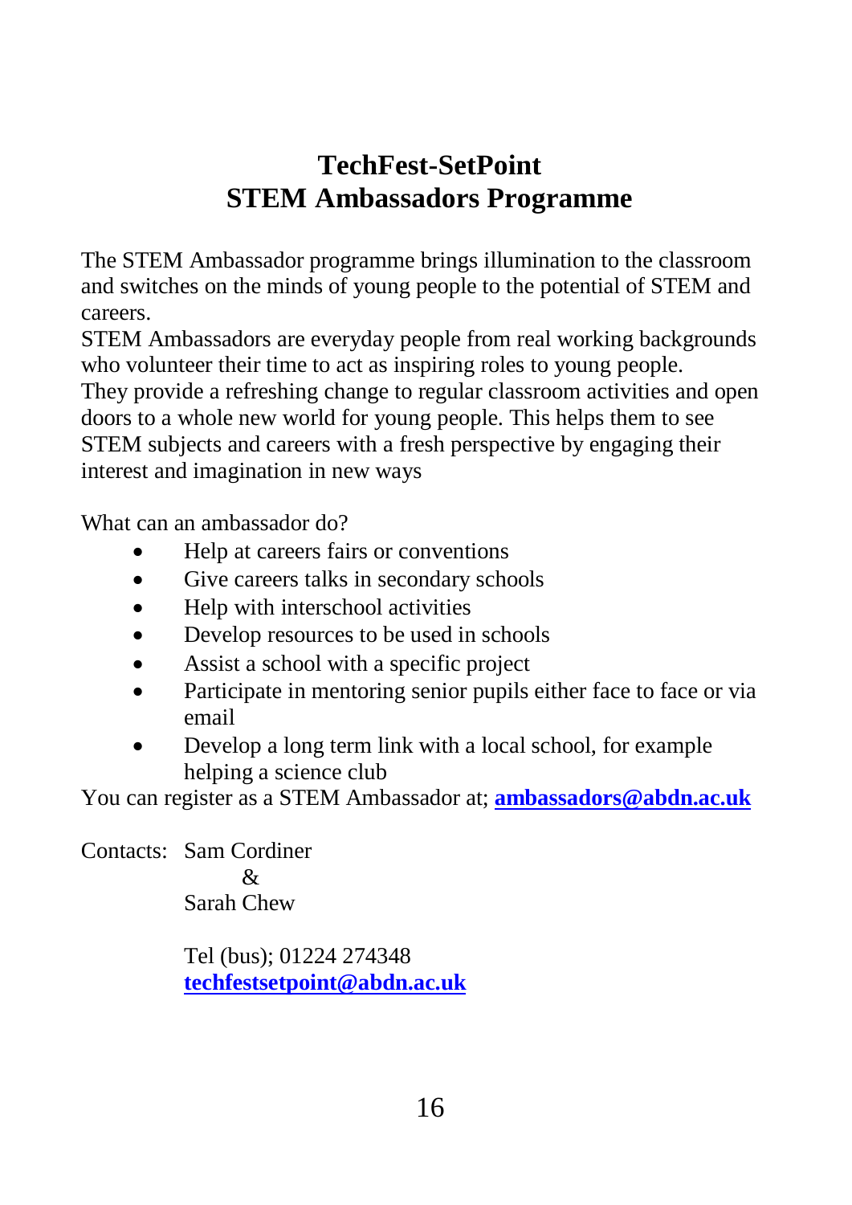# TechFest-SetPoint
# STEM Ambassadors Programme

The STEM Ambassador programme brings illumination to the classroom and switches on the minds of young people to the potential of STEM and careers.
STEM Ambassadors are everyday people from real working backgrounds who volunteer their time to act as inspiring roles to young people.
They provide a refreshing change to regular classroom activities and open doors to a whole new world for young people. This helps them to see STEM subjects and careers with a fresh perspective by engaging their interest and imagination in new ways

What can an ambassador do?

- Help at careers fairs or conventions
- Give careers talks in secondary schools
- Help with interschool activities
- Develop resources to be used in schools
- Assist a school with a specific project
- Participate in mentoring senior pupils either face to face or via email
- Develop a long term link with a local school, for example helping a science club

You can register as a STEM Ambassador at; **ambassadors@abdn.ac.uk**

Contacts: Sam Cordiner
&
Sarah Chew

Tel (bus); 01224 274348
**techfestsetpoint@abdn.ac.uk**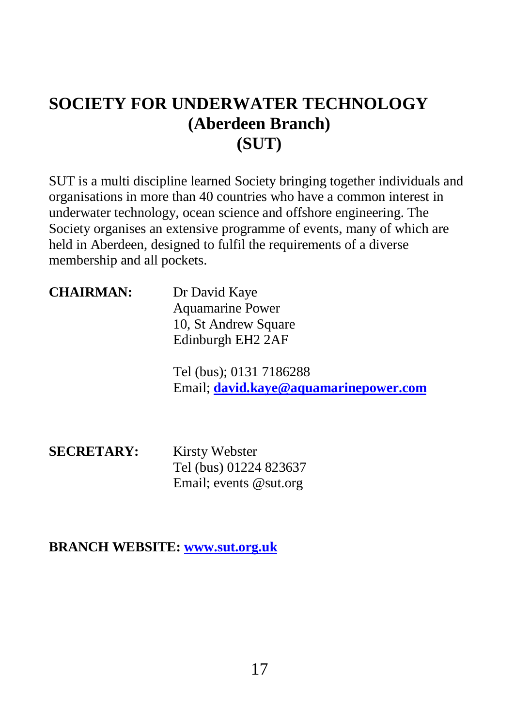# SOCIETY FOR UNDERWATER TECHNOLOGY (Aberdeen Branch) (SUT)

SUT is a multi discipline learned Society bringing together individuals and organisations in more than 40 countries who have a common interest in underwater technology, ocean science and offshore engineering. The Society organises an extensive programme of events, many of which are held in Aberdeen, designed to fulfil the requirements of a diverse membership and all pockets.

**CHAIRMAN:**

Dr David Kaye
Aquamarine Power
10, St Andrew Square
Edinburgh EH2 2AF

Tel (bus); 0131 7186288
Email; **david.kaye@aquamarinepower.com**

**SECRETARY:**

Kirsty Webster
Tel (bus) 01224 823637
Email; events @sut.org

**BRANCH WEBSITE: www.sut.org.uk**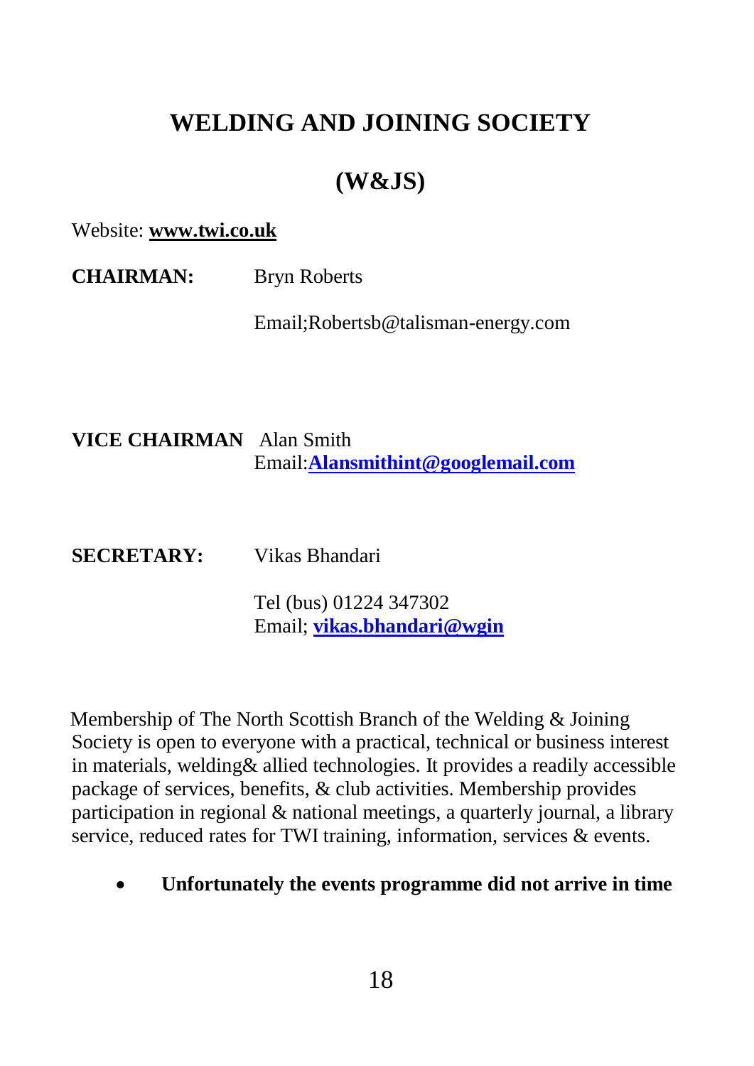# WELDING AND JOINING SOCIETY

# (W&JS)

Website: **www.twi.co.uk**

**CHAIRMAN:** Bryn Roberts

Email;Robertsb@talisman-energy.com

**VICE CHAIRMAN** Alan Smith
Email:**Alansmithint@googlemail.com**

**SECRETARY:** Vikas Bhandari

Tel (bus) 01224 347302
Email; **vikas.bhandari@wgin**

Membership of The North Scottish Branch of the Welding & Joining Society is open to everyone with a practical, technical or business interest in materials, welding& allied technologies. It provides a readily accessible package of services, benefits, & club activities. Membership provides participation in regional & national meetings, a quarterly journal, a library service, reduced rates for TWI training, information, services & events.

- **Unfortunately the events programme did not arrive in time**